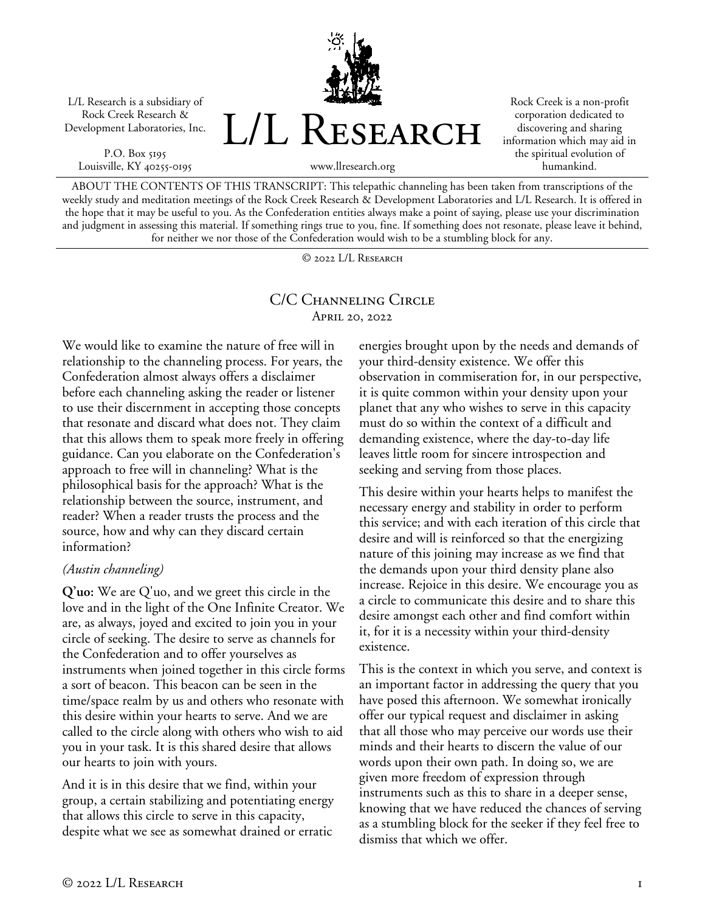L/L Research is a subsidiary of Rock Creek Research & Development Laboratories, Inc.

P.O. Box 5195
Louisville, KY 40255-0195

# L/L Research

www.llresearch.org

Rock Creek is a non-profit corporation dedicated to discovering and sharing information which may aid in the spiritual evolution of humankind.

ABOUT THE CONTENTS OF THIS TRANSCRIPT: This telepathic channeling has been taken from transcriptions of the weekly study and meditation meetings of the Rock Creek Research & Development Laboratories and L/L Research. It is offered in the hope that it may be useful to you. As the Confederation entities always make a point of saying, please use your discrimination and judgment in assessing this material. If something rings true to you, fine. If something does not resonate, please leave it behind, for neither we nor those of the Confederation would wish to be a stumbling block for any.

© 2022 L/L Research

## C/C Channeling Circle

April 20, 2022

We would like to examine the nature of free will in relationship to the channeling process. For years, the Confederation almost always offers a disclaimer before each channeling asking the reader or listener to use their discernment in accepting those concepts that resonate and discard what does not. They claim that this allows them to speak more freely in offering guidance. Can you elaborate on the Confederation's approach to free will in channeling? What is the philosophical basis for the approach? What is the relationship between the source, instrument, and reader? When a reader trusts the process and the source, how and why can they discard certain information?

*(Austin channeling)*

**Q'uo:** We are Q'uo, and we greet this circle in the love and in the light of the One Infinite Creator. We are, as always, joyed and excited to join you in your circle of seeking. The desire to serve as channels for the Confederation and to offer yourselves as instruments when joined together in this circle forms a sort of beacon. This beacon can be seen in the time/space realm by us and others who resonate with this desire within your hearts to serve. And we are called to the circle along with others who wish to aid you in your task. It is this shared desire that allows our hearts to join with yours.

And it is in this desire that we find, within your group, a certain stabilizing and potentiating energy that allows this circle to serve in this capacity, despite what we see as somewhat drained or erratic energies brought upon by the needs and demands of your third-density existence. We offer this observation in commiseration for, in our perspective, it is quite common within your density upon your planet that any who wishes to serve in this capacity must do so within the context of a difficult and demanding existence, where the day-to-day life leaves little room for sincere introspection and seeking and serving from those places.

This desire within your hearts helps to manifest the necessary energy and stability in order to perform this service; and with each iteration of this circle that desire and will is reinforced so that the energizing nature of this joining may increase as we find that the demands upon your third density plane also increase. Rejoice in this desire. We encourage you as a circle to communicate this desire and to share this desire amongst each other and find comfort within it, for it is a necessity within your third-density existence.

This is the context in which you serve, and context is an important factor in addressing the query that you have posed this afternoon. We somewhat ironically offer our typical request and disclaimer in asking that all those who may perceive our words use their minds and their hearts to discern the value of our words upon their own path. In doing so, we are given more freedom of expression through instruments such as this to share in a deeper sense, knowing that we have reduced the chances of serving as a stumbling block for the seeker if they feel free to dismiss that which we offer.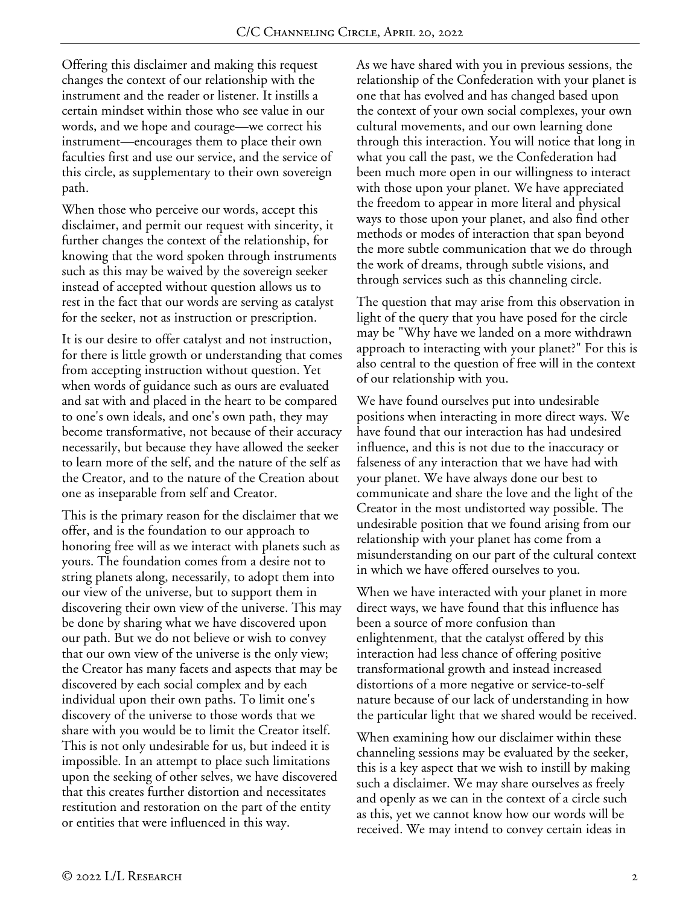Offering this disclaimer and making this request changes the context of our relationship with the instrument and the reader or listener. It instills a certain mindset within those who see value in our words, and we hope and courage—we correct his instrument—encourages them to place their own faculties first and use our service, and the service of this circle, as supplementary to their own sovereign path.

When those who perceive our words, accept this disclaimer, and permit our request with sincerity, it further changes the context of the relationship, for knowing that the word spoken through instruments such as this may be waived by the sovereign seeker instead of accepted without question allows us to rest in the fact that our words are serving as catalyst for the seeker, not as instruction or prescription.

It is our desire to offer catalyst and not instruction, for there is little growth or understanding that comes from accepting instruction without question. Yet when words of guidance such as ours are evaluated and sat with and placed in the heart to be compared to one's own ideals, and one's own path, they may become transformative, not because of their accuracy necessarily, but because they have allowed the seeker to learn more of the self, and the nature of the self as the Creator, and to the nature of the Creation about one as inseparable from self and Creator.

This is the primary reason for the disclaimer that we offer, and is the foundation to our approach to honoring free will as we interact with planets such as yours. The foundation comes from a desire not to string planets along, necessarily, to adopt them into our view of the universe, but to support them in discovering their own view of the universe. This may be done by sharing what we have discovered upon our path. But we do not believe or wish to convey that our own view of the universe is the only view; the Creator has many facets and aspects that may be discovered by each social complex and by each individual upon their own paths. To limit one's discovery of the universe to those words that we share with you would be to limit the Creator itself. This is not only undesirable for us, but indeed it is impossible. In an attempt to place such limitations upon the seeking of other selves, we have discovered that this creates further distortion and necessitates restitution and restoration on the part of the entity or entities that were influenced in this way.

As we have shared with you in previous sessions, the relationship of the Confederation with your planet is one that has evolved and has changed based upon the context of your own social complexes, your own cultural movements, and our own learning done through this interaction. You will notice that long in what you call the past, we the Confederation had been much more open in our willingness to interact with those upon your planet. We have appreciated the freedom to appear in more literal and physical ways to those upon your planet, and also find other methods or modes of interaction that span beyond the more subtle communication that we do through the work of dreams, through subtle visions, and through services such as this channeling circle.

The question that may arise from this observation in light of the query that you have posed for the circle may be "Why have we landed on a more withdrawn approach to interacting with your planet?" For this is also central to the question of free will in the context of our relationship with you.

We have found ourselves put into undesirable positions when interacting in more direct ways. We have found that our interaction has had undesired influence, and this is not due to the inaccuracy or falseness of any interaction that we have had with your planet. We have always done our best to communicate and share the love and the light of the Creator in the most undistorted way possible. The undesirable position that we found arising from our relationship with your planet has come from a misunderstanding on our part of the cultural context in which we have offered ourselves to you.

When we have interacted with your planet in more direct ways, we have found that this influence has been a source of more confusion than enlightenment, that the catalyst offered by this interaction had less chance of offering positive transformational growth and instead increased distortions of a more negative or service-to-self nature because of our lack of understanding in how the particular light that we shared would be received.

When examining how our disclaimer within these channeling sessions may be evaluated by the seeker, this is a key aspect that we wish to instill by making such a disclaimer. We may share ourselves as freely and openly as we can in the context of a circle such as this, yet we cannot know how our words will be received. We may intend to convey certain ideas in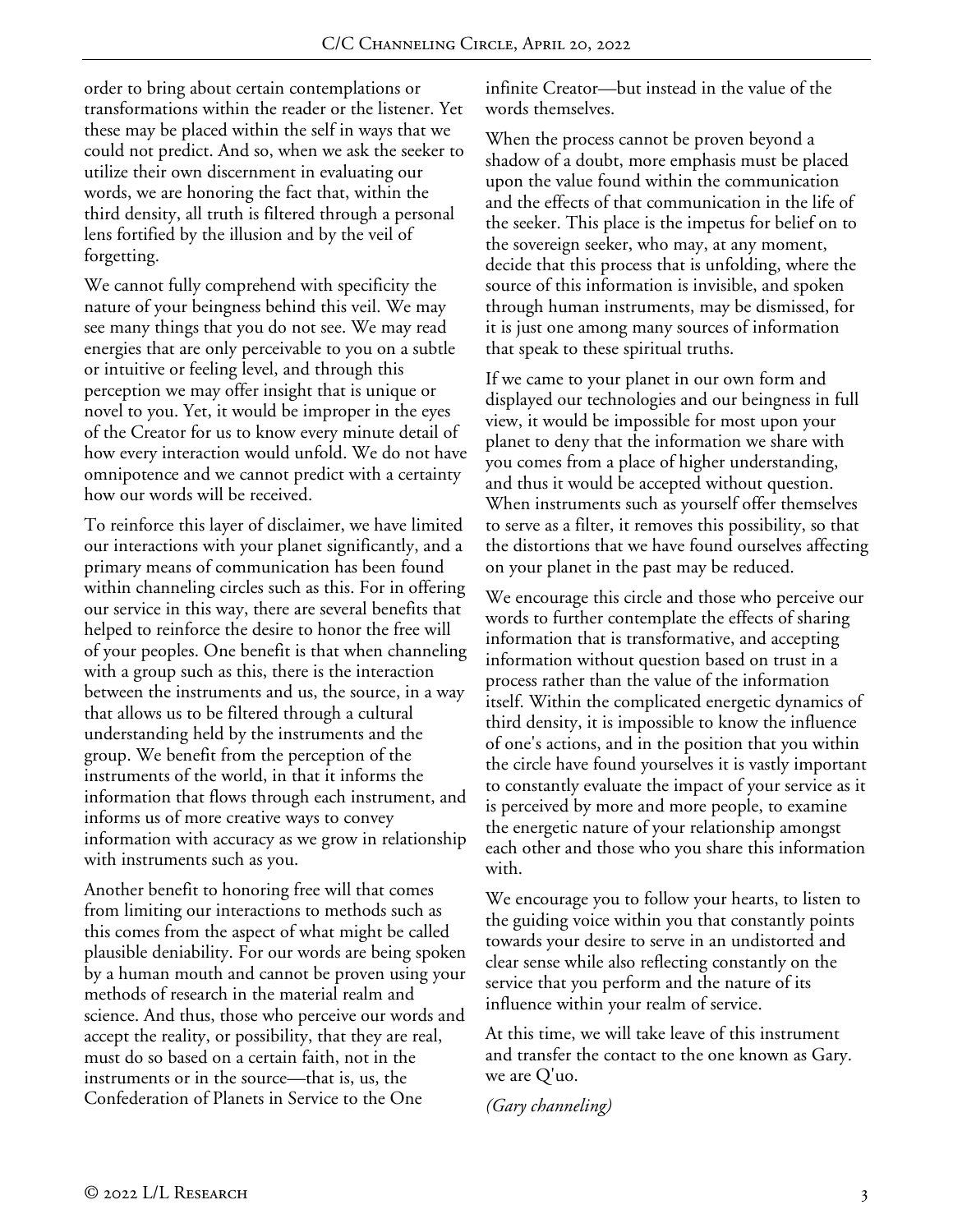order to bring about certain contemplations or transformations within the reader or the listener. Yet these may be placed within the self in ways that we could not predict. And so, when we ask the seeker to utilize their own discernment in evaluating our words, we are honoring the fact that, within the third density, all truth is filtered through a personal lens fortified by the illusion and by the veil of forgetting.

We cannot fully comprehend with specificity the nature of your beingness behind this veil. We may see many things that you do not see. We may read energies that are only perceivable to you on a subtle or intuitive or feeling level, and through this perception we may offer insight that is unique or novel to you. Yet, it would be improper in the eyes of the Creator for us to know every minute detail of how every interaction would unfold. We do not have omnipotence and we cannot predict with a certainty how our words will be received.

To reinforce this layer of disclaimer, we have limited our interactions with your planet significantly, and a primary means of communication has been found within channeling circles such as this. For in offering our service in this way, there are several benefits that helped to reinforce the desire to honor the free will of your peoples. One benefit is that when channeling with a group such as this, there is the interaction between the instruments and us, the source, in a way that allows us to be filtered through a cultural understanding held by the instruments and the group. We benefit from the perception of the instruments of the world, in that it informs the information that flows through each instrument, and informs us of more creative ways to convey information with accuracy as we grow in relationship with instruments such as you.

Another benefit to honoring free will that comes from limiting our interactions to methods such as this comes from the aspect of what might be called plausible deniability. For our words are being spoken by a human mouth and cannot be proven using your methods of research in the material realm and science. And thus, those who perceive our words and accept the reality, or possibility, that they are real, must do so based on a certain faith, not in the instruments or in the source—that is, us, the Confederation of Planets in Service to the One infinite Creator—but instead in the value of the words themselves.

When the process cannot be proven beyond a shadow of a doubt, more emphasis must be placed upon the value found within the communication and the effects of that communication in the life of the seeker. This place is the impetus for belief on to the sovereign seeker, who may, at any moment, decide that this process that is unfolding, where the source of this information is invisible, and spoken through human instruments, may be dismissed, for it is just one among many sources of information that speak to these spiritual truths.

If we came to your planet in our own form and displayed our technologies and our beingness in full view, it would be impossible for most upon your planet to deny that the information we share with you comes from a place of higher understanding, and thus it would be accepted without question. When instruments such as yourself offer themselves to serve as a filter, it removes this possibility, so that the distortions that we have found ourselves affecting on your planet in the past may be reduced.

We encourage this circle and those who perceive our words to further contemplate the effects of sharing information that is transformative, and accepting information without question based on trust in a process rather than the value of the information itself. Within the complicated energetic dynamics of third density, it is impossible to know the influence of one's actions, and in the position that you within the circle have found yourselves it is vastly important to constantly evaluate the impact of your service as it is perceived by more and more people, to examine the energetic nature of your relationship amongst each other and those who you share this information with.

We encourage you to follow your hearts, to listen to the guiding voice within you that constantly points towards your desire to serve in an undistorted and clear sense while also reflecting constantly on the service that you perform and the nature of its influence within your realm of service.

At this time, we will take leave of this instrument and transfer the contact to the one known as Gary. we are Q'uo.

*(Gary channeling)*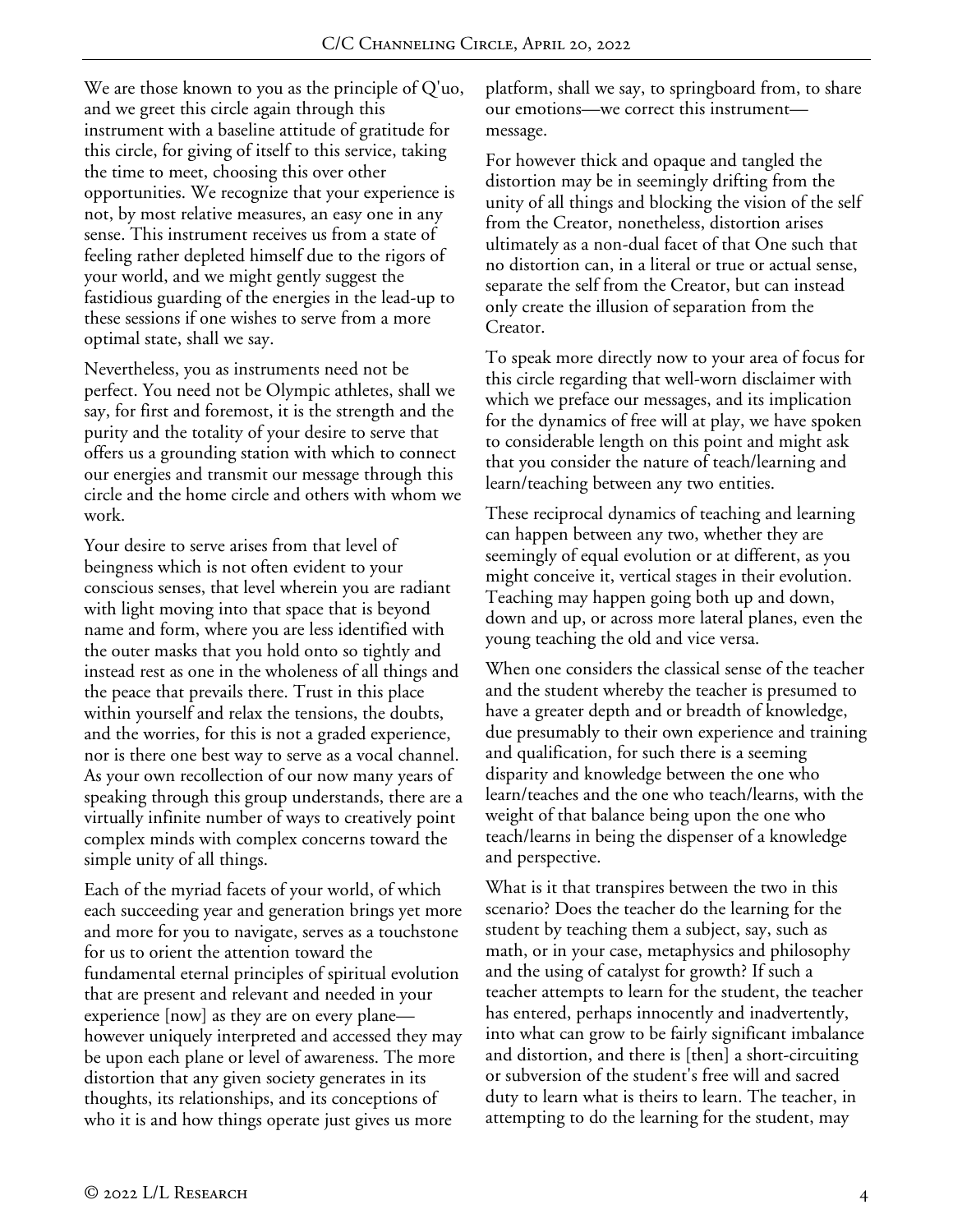We are those known to you as the principle of Q'uo, and we greet this circle again through this instrument with a baseline attitude of gratitude for this circle, for giving of itself to this service, taking the time to meet, choosing this over other opportunities. We recognize that your experience is not, by most relative measures, an easy one in any sense. This instrument receives us from a state of feeling rather depleted himself due to the rigors of your world, and we might gently suggest the fastidious guarding of the energies in the lead-up to these sessions if one wishes to serve from a more optimal state, shall we say.

Nevertheless, you as instruments need not be perfect. You need not be Olympic athletes, shall we say, for first and foremost, it is the strength and the purity and the totality of your desire to serve that offers us a grounding station with which to connect our energies and transmit our message through this circle and the home circle and others with whom we work.

Your desire to serve arises from that level of beingness which is not often evident to your conscious senses, that level wherein you are radiant with light moving into that space that is beyond name and form, where you are less identified with the outer masks that you hold onto so tightly and instead rest as one in the wholeness of all things and the peace that prevails there. Trust in this place within yourself and relax the tensions, the doubts, and the worries, for this is not a graded experience, nor is there one best way to serve as a vocal channel. As your own recollection of our now many years of speaking through this group understands, there are a virtually infinite number of ways to creatively point complex minds with complex concerns toward the simple unity of all things.

Each of the myriad facets of your world, of which each succeeding year and generation brings yet more and more for you to navigate, serves as a touchstone for us to orient the attention toward the fundamental eternal principles of spiritual evolution that are present and relevant and needed in your experience [now] as they are on every plane—however uniquely interpreted and accessed they may be upon each plane or level of awareness. The more distortion that any given society generates in its thoughts, its relationships, and its conceptions of who it is and how things operate just gives us more platform, shall we say, to springboard from, to share our emotions—we correct this instrument—message.

For however thick and opaque and tangled the distortion may be in seemingly drifting from the unity of all things and blocking the vision of the self from the Creator, nonetheless, distortion arises ultimately as a non-dual facet of that One such that no distortion can, in a literal or true or actual sense, separate the self from the Creator, but can instead only create the illusion of separation from the Creator.

To speak more directly now to your area of focus for this circle regarding that well-worn disclaimer with which we preface our messages, and its implication for the dynamics of free will at play, we have spoken to considerable length on this point and might ask that you consider the nature of teach/learning and learn/teaching between any two entities.

These reciprocal dynamics of teaching and learning can happen between any two, whether they are seemingly of equal evolution or at different, as you might conceive it, vertical stages in their evolution. Teaching may happen going both up and down, down and up, or across more lateral planes, even the young teaching the old and vice versa.

When one considers the classical sense of the teacher and the student whereby the teacher is presumed to have a greater depth and or breadth of knowledge, due presumably to their own experience and training and qualification, for such there is a seeming disparity and knowledge between the one who learn/teaches and the one who teach/learns, with the weight of that balance being upon the one who teach/learns in being the dispenser of a knowledge and perspective.

What is it that transpires between the two in this scenario? Does the teacher do the learning for the student by teaching them a subject, say, such as math, or in your case, metaphysics and philosophy and the using of catalyst for growth? If such a teacher attempts to learn for the student, the teacher has entered, perhaps innocently and inadvertently, into what can grow to be fairly significant imbalance and distortion, and there is [then] a short-circuiting or subversion of the student's free will and sacred duty to learn what is theirs to learn. The teacher, in attempting to do the learning for the student, may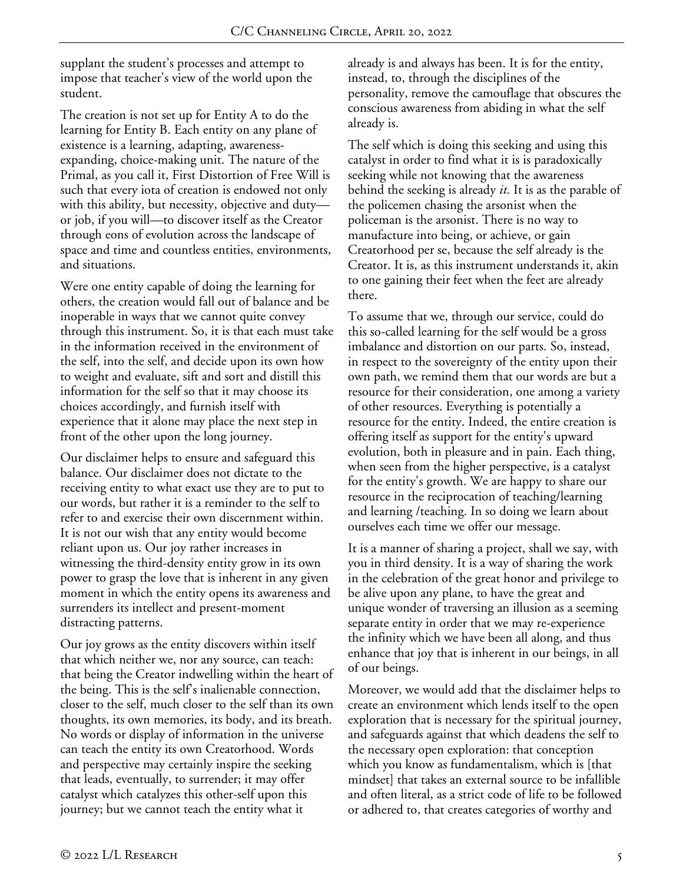supplant the student's processes and attempt to impose that teacher's view of the world upon the student.

The creation is not set up for Entity A to do the learning for Entity B. Each entity on any plane of existence is a learning, adapting, awareness-expanding, choice-making unit. The nature of the Primal, as you call it, First Distortion of Free Will is such that every iota of creation is endowed not only with this ability, but necessity, objective and duty—or job, if you will—to discover itself as the Creator through eons of evolution across the landscape of space and time and countless entities, environments, and situations.

Were one entity capable of doing the learning for others, the creation would fall out of balance and be inoperable in ways that we cannot quite convey through this instrument. So, it is that each must take in the information received in the environment of the self, into the self, and decide upon its own how to weight and evaluate, sift and sort and distill this information for the self so that it may choose its choices accordingly, and furnish itself with experience that it alone may place the next step in front of the other upon the long journey.

Our disclaimer helps to ensure and safeguard this balance. Our disclaimer does not dictate to the receiving entity to what exact use they are to put to our words, but rather it is a reminder to the self to refer to and exercise their own discernment within. It is not our wish that any entity would become reliant upon us. Our joy rather increases in witnessing the third-density entity grow in its own power to grasp the love that is inherent in any given moment in which the entity opens its awareness and surrenders its intellect and present-moment distracting patterns.

Our joy grows as the entity discovers within itself that which neither we, nor any source, can teach: that being the Creator indwelling within the heart of the being. This is the self's inalienable connection, closer to the self, much closer to the self than its own thoughts, its own memories, its body, and its breath. No words or display of information in the universe can teach the entity its own Creatorhood. Words and perspective may certainly inspire the seeking that leads, eventually, to surrender; it may offer catalyst which catalyzes this other-self upon this journey; but we cannot teach the entity what it already is and always has been. It is for the entity, instead, to, through the disciplines of the personality, remove the camouflage that obscures the conscious awareness from abiding in what the self already is.

The self which is doing this seeking and using this catalyst in order to find what it is is paradoxically seeking while not knowing that the awareness behind the seeking is already *it*. It is as the parable of the policemen chasing the arsonist when the policeman is the arsonist. There is no way to manufacture into being, or achieve, or gain Creatorhood per se, because the self already is the Creator. It is, as this instrument understands it, akin to one gaining their feet when the feet are already there.

To assume that we, through our service, could do this so-called learning for the self would be a gross imbalance and distortion on our parts. So, instead, in respect to the sovereignty of the entity upon their own path, we remind them that our words are but a resource for their consideration, one among a variety of other resources. Everything is potentially a resource for the entity. Indeed, the entire creation is offering itself as support for the entity's upward evolution, both in pleasure and in pain. Each thing, when seen from the higher perspective, is a catalyst for the entity's growth. We are happy to share our resource in the reciprocation of teaching/learning and learning /teaching. In so doing we learn about ourselves each time we offer our message.

It is a manner of sharing a project, shall we say, with you in third density. It is a way of sharing the work in the celebration of the great honor and privilege to be alive upon any plane, to have the great and unique wonder of traversing an illusion as a seeming separate entity in order that we may re-experience the infinity which we have been all along, and thus enhance that joy that is inherent in our beings, in all of our beings.

Moreover, we would add that the disclaimer helps to create an environment which lends itself to the open exploration that is necessary for the spiritual journey, and safeguards against that which deadens the self to the necessary open exploration: that conception which you know as fundamentalism, which is [that mindset] that takes an external source to be infallible and often literal, as a strict code of life to be followed or adhered to, that creates categories of worthy and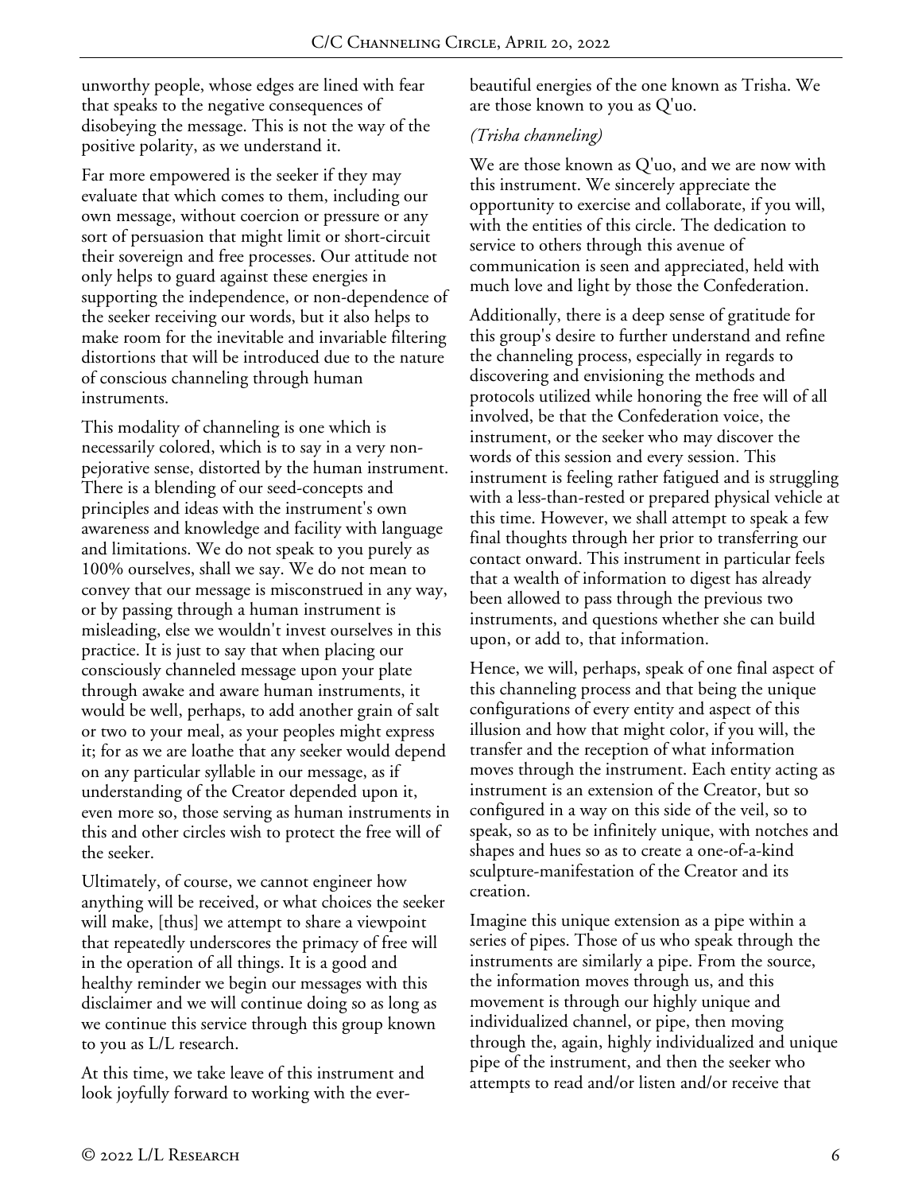unworthy people, whose edges are lined with fear that speaks to the negative consequences of disobeying the message. This is not the way of the positive polarity, as we understand it.

Far more empowered is the seeker if they may evaluate that which comes to them, including our own message, without coercion or pressure or any sort of persuasion that might limit or short-circuit their sovereign and free processes. Our attitude not only helps to guard against these energies in supporting the independence, or non-dependence of the seeker receiving our words, but it also helps to make room for the inevitable and invariable filtering distortions that will be introduced due to the nature of conscious channeling through human instruments.

This modality of channeling is one which is necessarily colored, which is to say in a very non-pejorative sense, distorted by the human instrument. There is a blending of our seed-concepts and principles and ideas with the instrument's own awareness and knowledge and facility with language and limitations. We do not speak to you purely as 100% ourselves, shall we say. We do not mean to convey that our message is misconstrued in any way, or by passing through a human instrument is misleading, else we wouldn't invest ourselves in this practice. It is just to say that when placing our consciously channeled message upon your plate through awake and aware human instruments, it would be well, perhaps, to add another grain of salt or two to your meal, as your peoples might express it; for as we are loathe that any seeker would depend on any particular syllable in our message, as if understanding of the Creator depended upon it, even more so, those serving as human instruments in this and other circles wish to protect the free will of the seeker.

Ultimately, of course, we cannot engineer how anything will be received, or what choices the seeker will make, [thus] we attempt to share a viewpoint that repeatedly underscores the primacy of free will in the operation of all things. It is a good and healthy reminder we begin our messages with this disclaimer and we will continue doing so as long as we continue this service through this group known to you as L/L research.

At this time, we take leave of this instrument and look joyfully forward to working with the ever-beautiful energies of the one known as Trisha. We are those known to you as Q'uo.

*(Trisha channeling)*

We are those known as Q'uo, and we are now with this instrument. We sincerely appreciate the opportunity to exercise and collaborate, if you will, with the entities of this circle. The dedication to service to others through this avenue of communication is seen and appreciated, held with much love and light by those the Confederation.

Additionally, there is a deep sense of gratitude for this group's desire to further understand and refine the channeling process, especially in regards to discovering and envisioning the methods and protocols utilized while honoring the free will of all involved, be that the Confederation voice, the instrument, or the seeker who may discover the words of this session and every session. This instrument is feeling rather fatigued and is struggling with a less-than-rested or prepared physical vehicle at this time. However, we shall attempt to speak a few final thoughts through her prior to transferring our contact onward. This instrument in particular feels that a wealth of information to digest has already been allowed to pass through the previous two instruments, and questions whether she can build upon, or add to, that information.

Hence, we will, perhaps, speak of one final aspect of this channeling process and that being the unique configurations of every entity and aspect of this illusion and how that might color, if you will, the transfer and the reception of what information moves through the instrument. Each entity acting as instrument is an extension of the Creator, but so configured in a way on this side of the veil, so to speak, so as to be infinitely unique, with notches and shapes and hues so as to create a one-of-a-kind sculpture-manifestation of the Creator and its creation.

Imagine this unique extension as a pipe within a series of pipes. Those of us who speak through the instruments are similarly a pipe. From the source, the information moves through us, and this movement is through our highly unique and individualized channel, or pipe, then moving through the, again, highly individualized and unique pipe of the instrument, and then the seeker who attempts to read and/or listen and/or receive that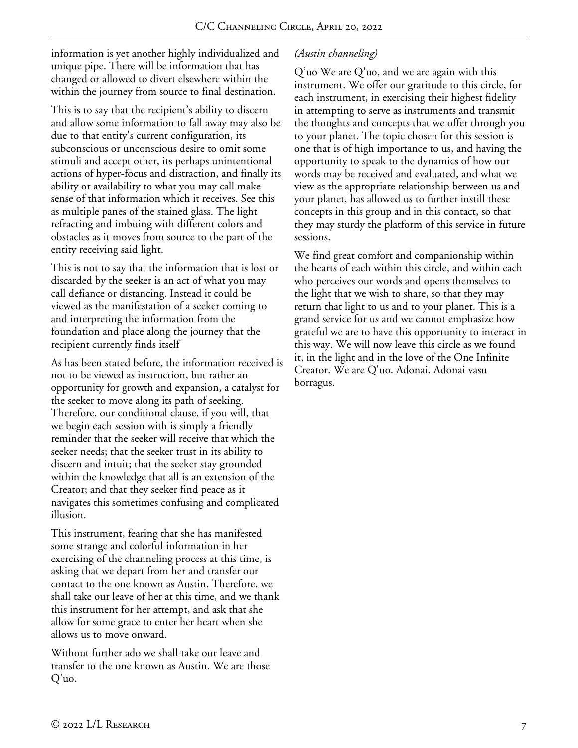information is yet another highly individualized and unique pipe. There will be information that has changed or allowed to divert elsewhere within the within the journey from source to final destination.

This is to say that the recipient's ability to discern and allow some information to fall away may also be due to that entity's current configuration, its subconscious or unconscious desire to omit some stimuli and accept other, its perhaps unintentional actions of hyper-focus and distraction, and finally its ability or availability to what you may call make sense of that information which it receives. See this as multiple panes of the stained glass. The light refracting and imbuing with different colors and obstacles as it moves from source to the part of the entity receiving said light.

This is not to say that the information that is lost or discarded by the seeker is an act of what you may call defiance or distancing. Instead it could be viewed as the manifestation of a seeker coming to and interpreting the information from the foundation and place along the journey that the recipient currently finds itself

As has been stated before, the information received is not to be viewed as instruction, but rather an opportunity for growth and expansion, a catalyst for the seeker to move along its path of seeking. Therefore, our conditional clause, if you will, that we begin each session with is simply a friendly reminder that the seeker will receive that which the seeker needs; that the seeker trust in its ability to discern and intuit; that the seeker stay grounded within the knowledge that all is an extension of the Creator; and that they seeker find peace as it navigates this sometimes confusing and complicated illusion.

This instrument, fearing that she has manifested some strange and colorful information in her exercising of the channeling process at this time, is asking that we depart from her and transfer our contact to the one known as Austin. Therefore, we shall take our leave of her at this time, and we thank this instrument for her attempt, and ask that she allow for some grace to enter her heart when she allows us to move onward.

Without further ado we shall take our leave and transfer to the one known as Austin. We are those Q'uo.

*(Austin channeling)*

Q'uo We are Q'uo, and we are again with this instrument. We offer our gratitude to this circle, for each instrument, in exercising their highest fidelity in attempting to serve as instruments and transmit the thoughts and concepts that we offer through you to your planet. The topic chosen for this session is one that is of high importance to us, and having the opportunity to speak to the dynamics of how our words may be received and evaluated, and what we view as the appropriate relationship between us and your planet, has allowed us to further instill these concepts in this group and in this contact, so that they may sturdy the platform of this service in future sessions.

We find great comfort and companionship within the hearts of each within this circle, and within each who perceives our words and opens themselves to the light that we wish to share, so that they may return that light to us and to your planet. This is a grand service for us and we cannot emphasize how grateful we are to have this opportunity to interact in this way. We will now leave this circle as we found it, in the light and in the love of the One Infinite Creator. We are Q'uo. Adonai. Adonai vasu borragus.